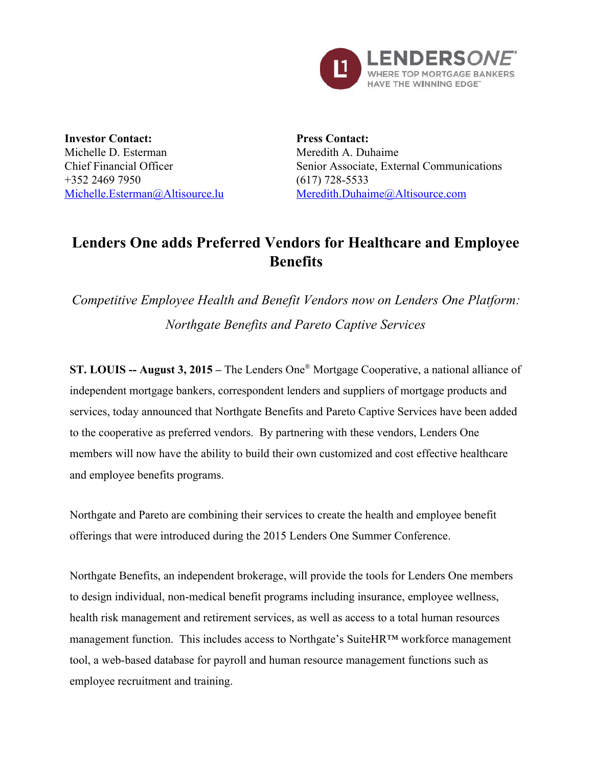**Investor Contact:**
Michelle D. Esterman
Chief Financial Officer
+352 2469 7950
Michelle.Esterman@Altisource.lu

**Press Contact:**
Meredith A. Duhaime
Senior Associate, External Communications
(617) 728-5533
Meredith.Duhaime@Altisource.com

# Lenders One adds Preferred Vendors for Healthcare and Employee Benefits

*Competitive Employee Health and Benefit Vendors now on Lenders One Platform: Northgate Benefits and Pareto Captive Services*

**ST. LOUIS -- August 3, 2015 –** The Lenders One® Mortgage Cooperative, a national alliance of independent mortgage bankers, correspondent lenders and suppliers of mortgage products and services, today announced that Northgate Benefits and Pareto Captive Services have been added to the cooperative as preferred vendors. By partnering with these vendors, Lenders One members will now have the ability to build their own customized and cost effective healthcare and employee benefits programs.

Northgate and Pareto are combining their services to create the health and employee benefit offerings that were introduced during the 2015 Lenders One Summer Conference.

Northgate Benefits, an independent brokerage, will provide the tools for Lenders One members to design individual, non-medical benefit programs including insurance, employee wellness, health risk management and retirement services, as well as access to a total human resources management function. This includes access to Northgate's SuiteHR™ workforce management tool, a web-based database for payroll and human resource management functions such as employee recruitment and training.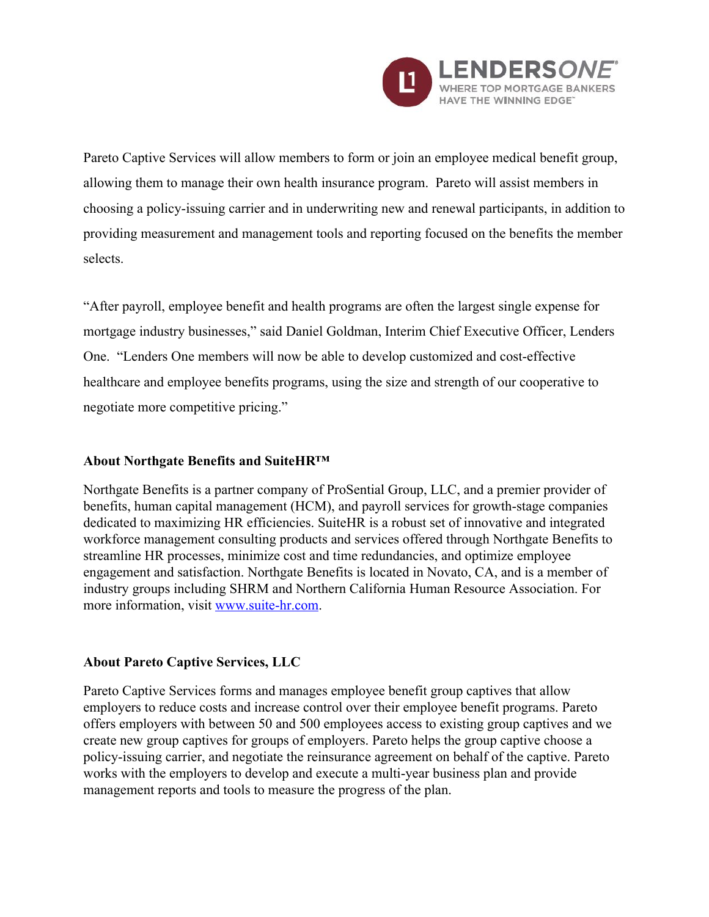Pareto Captive Services will allow members to form or join an employee medical benefit group, allowing them to manage their own health insurance program. Pareto will assist members in choosing a policy-issuing carrier and in underwriting new and renewal participants, in addition to providing measurement and management tools and reporting focused on the benefits the member selects.

"After payroll, employee benefit and health programs are often the largest single expense for mortgage industry businesses," said Daniel Goldman, Interim Chief Executive Officer, Lenders One. "Lenders One members will now be able to develop customized and cost-effective healthcare and employee benefits programs, using the size and strength of our cooperative to negotiate more competitive pricing."

**About Northgate Benefits and SuiteHR™**

Northgate Benefits is a partner company of ProSential Group, LLC, and a premier provider of benefits, human capital management (HCM), and payroll services for growth-stage companies dedicated to maximizing HR efficiencies. SuiteHR is a robust set of innovative and integrated workforce management consulting products and services offered through Northgate Benefits to streamline HR processes, minimize cost and time redundancies, and optimize employee engagement and satisfaction. Northgate Benefits is located in Novato, CA, and is a member of industry groups including SHRM and Northern California Human Resource Association. For more information, visit www.suite-hr.com.

**About Pareto Captive Services, LLC**

Pareto Captive Services forms and manages employee benefit group captives that allow employers to reduce costs and increase control over their employee benefit programs. Pareto offers employers with between 50 and 500 employees access to existing group captives and we create new group captives for groups of employers. Pareto helps the group captive choose a policy-issuing carrier, and negotiate the reinsurance agreement on behalf of the captive. Pareto works with the employers to develop and execute a multi-year business plan and provide management reports and tools to measure the progress of the plan.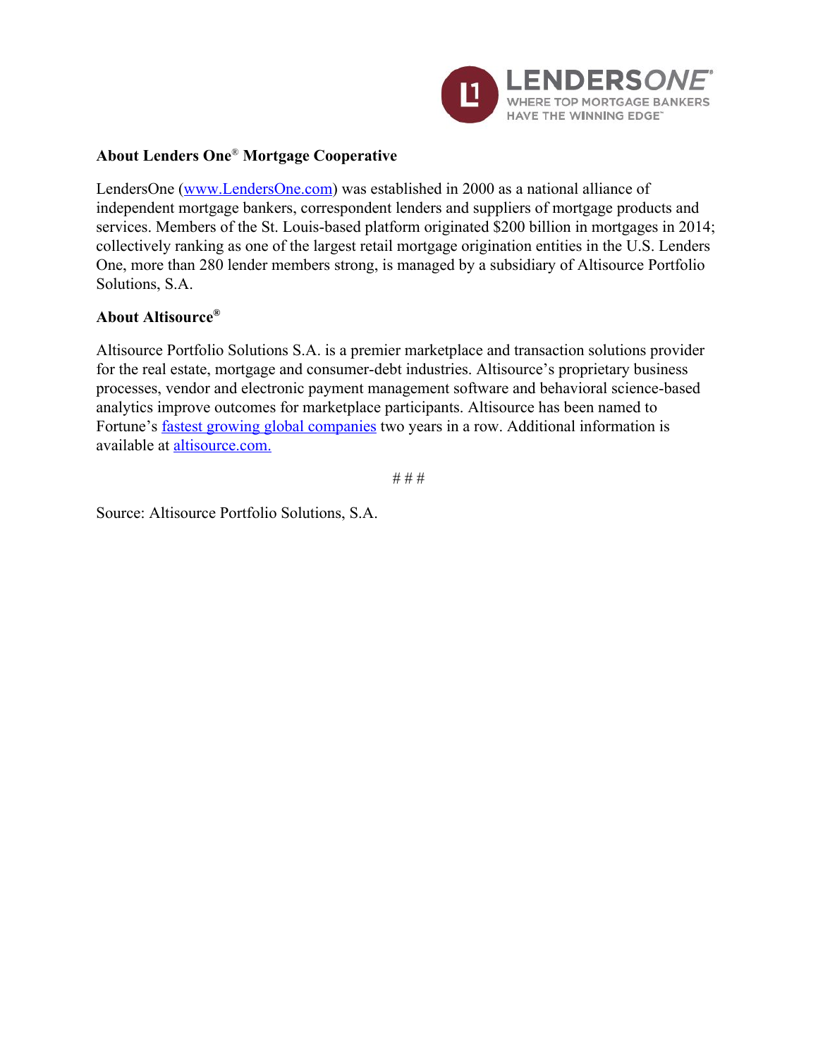**About Lenders One® Mortgage Cooperative**

LendersOne (www.LendersOne.com) was established in 2000 as a national alliance of independent mortgage bankers, correspondent lenders and suppliers of mortgage products and services. Members of the St. Louis-based platform originated $200 billion in mortgages in 2014; collectively ranking as one of the largest retail mortgage origination entities in the U.S. Lenders One, more than 280 lender members strong, is managed by a subsidiary of Altisource Portfolio Solutions, S.A.

**About Altisource®**

Altisource Portfolio Solutions S.A. is a premier marketplace and transaction solutions provider for the real estate, mortgage and consumer-debt industries. Altisource's proprietary business processes, vendor and electronic payment management software and behavioral science-based analytics improve outcomes for marketplace participants. Altisource has been named to Fortune's fastest growing global companies two years in a row. Additional information is available at altisource.com.

# # #

Source: Altisource Portfolio Solutions, S.A.